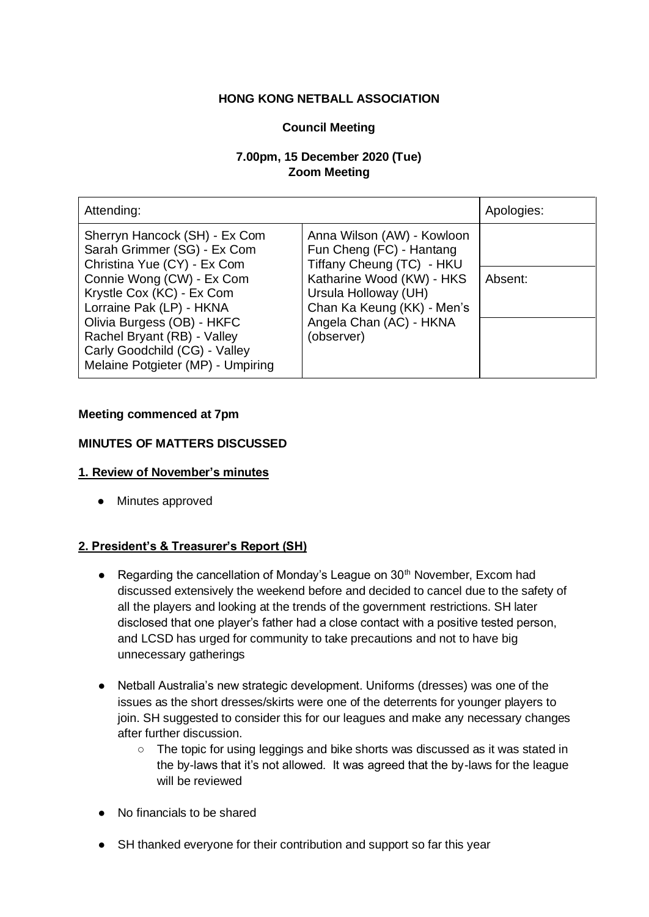**HONG KONG NETBALL ASSOCIATION**

**Council Meeting**

**7.00pm, 15 December 2020 (Tue)**
**Zoom Meeting**

| Attending: | | Apologies: |
|---|---|---|
| Sherryn Hancock (SH) - Ex Com<br>Sarah Grimmer (SG) - Ex Com<br>Christina Yue (CY) - Ex Com<br>Connie Wong (CW) - Ex Com<br>Krystle Cox (KC) - Ex Com<br>Lorraine Pak (LP) - HKNA<br>Olivia Burgess (OB) - HKFC<br>Rachel Bryant (RB) - Valley<br>Carly Goodchild (CG) - Valley<br>Melaine Potgieter (MP) - Umpiring | Anna Wilson (AW) - Kowloon<br>Fun Cheng (FC) - Hantang<br>Tiffany Cheung (TC) - HKU<br>Katharine Wood (KW) - HKS<br>Ursula Holloway (UH)<br>Chan Ka Keung (KK) - Men's<br>Angela Chan (AC) - HKNA (observer) | <br>Absent: |

**Meeting commenced at 7pm**

**MINUTES OF MATTERS DISCUSSED**

**1. Review of November's minutes**

- Minutes approved

**2. President's & Treasurer's Report (SH)**

- Regarding the cancellation of Monday's League on 30th November, Excom had discussed extensively the weekend before and decided to cancel due to the safety of all the players and looking at the trends of the government restrictions. SH later disclosed that one player's father had a close contact with a positive tested person, and LCSD has urged for community to take precautions and not to have big unnecessary gatherings

- Netball Australia's new strategic development. Uniforms (dresses) was one of the issues as the short dresses/skirts were one of the deterrents for younger players to join. SH suggested to consider this for our leagues and make any necessary changes after further discussion.
    - The topic for using leggings and bike shorts was discussed as it was stated in the by-laws that it's not allowed. It was agreed that the by-laws for the league will be reviewed

- No financials to be shared

- SH thanked everyone for their contribution and support so far this year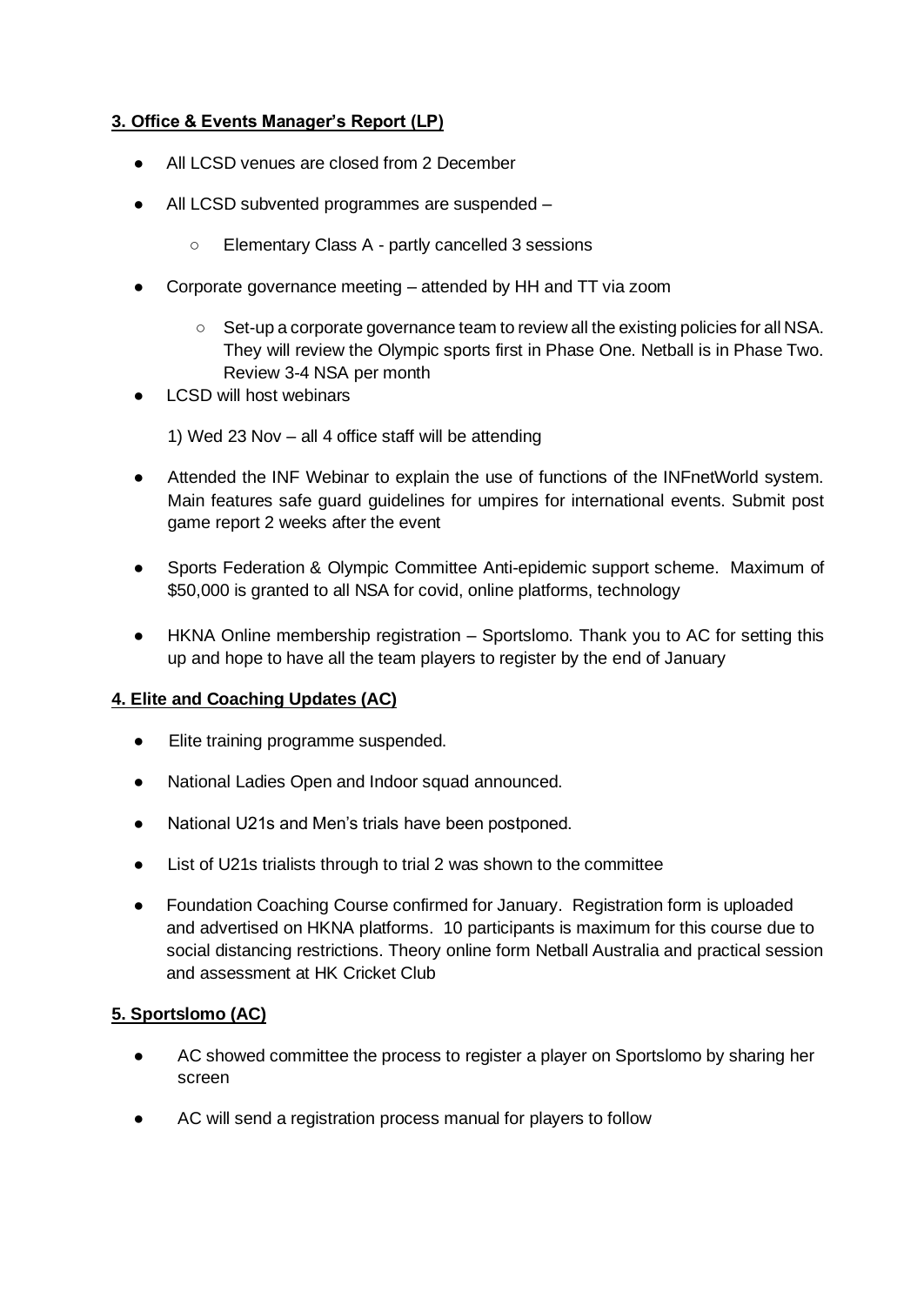**3. Office & Events Manager's Report (LP)**

- All LCSD venues are closed from 2 December
- All LCSD subvented programmes are suspended –
    - Elementary Class A - partly cancelled 3 sessions
- Corporate governance meeting – attended by HH and TT via zoom
    - Set-up a corporate governance team to review all the existing policies for all NSA. They will review the Olympic sports first in Phase One. Netball is in Phase Two. Review 3-4 NSA per month
- LCSD will host webinars

    1) Wed 23 Nov – all 4 office staff will be attending

- Attended the INF Webinar to explain the use of functions of the INFnetWorld system. Main features safe guard guidelines for umpires for international events. Submit post game report 2 weeks after the event
- Sports Federation & Olympic Committee Anti-epidemic support scheme. Maximum of $50,000 is granted to all NSA for covid, online platforms, technology
- HKNA Online membership registration – Sportslomo. Thank you to AC for setting this up and hope to have all the team players to register by the end of January

**4. Elite and Coaching Updates (AC)**

- Elite training programme suspended.
- National Ladies Open and Indoor squad announced.
- National U21s and Men's trials have been postponed.
- List of U21s trialists through to trial 2 was shown to the committee
- Foundation Coaching Course confirmed for January. Registration form is uploaded and advertised on HKNA platforms. 10 participants is maximum for this course due to social distancing restrictions. Theory online form Netball Australia and practical session and assessment at HK Cricket Club

**5. Sportslomo (AC)**

- AC showed committee the process to register a player on Sportslomo by sharing her screen
- AC will send a registration process manual for players to follow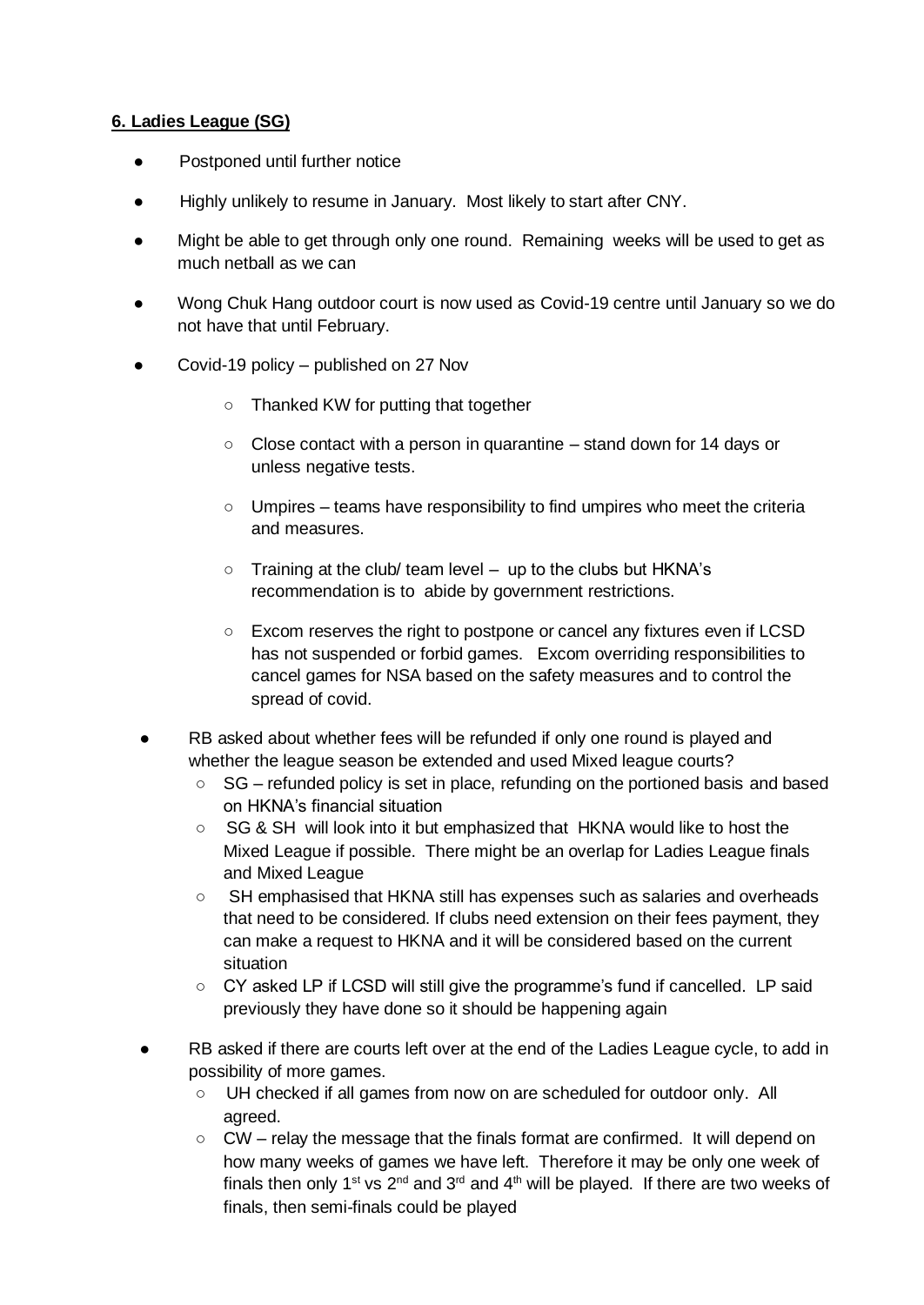**6. Ladies League (SG)**

- Postponed until further notice
- Highly unlikely to resume in January. Most likely to start after CNY.
- Might be able to get through only one round. Remaining weeks will be used to get as much netball as we can
- Wong Chuk Hang outdoor court is now used as Covid-19 centre until January so we do not have that until February.
- Covid-19 policy – published on 27 Nov
    - Thanked KW for putting that together
    - Close contact with a person in quarantine – stand down for 14 days or unless negative tests.
    - Umpires – teams have responsibility to find umpires who meet the criteria and measures.
    - Training at the club/ team level – up to the clubs but HKNA's recommendation is to abide by government restrictions.
    - Excom reserves the right to postpone or cancel any fixtures even if LCSD has not suspended or forbid games. Excom overriding responsibilities to cancel games for NSA based on the safety measures and to control the spread of covid.
- RB asked about whether fees will be refunded if only one round is played and whether the league season be extended and used Mixed league courts?
    - SG – refunded policy is set in place, refunding on the portioned basis and based on HKNA's financial situation
    - SG & SH will look into it but emphasized that HKNA would like to host the Mixed League if possible. There might be an overlap for Ladies League finals and Mixed League
    - SH emphasised that HKNA still has expenses such as salaries and overheads that need to be considered. If clubs need extension on their fees payment, they can make a request to HKNA and it will be considered based on the current situation
    - CY asked LP if LCSD will still give the programme's fund if cancelled. LP said previously they have done so it should be happening again
- RB asked if there are courts left over at the end of the Ladies League cycle, to add in possibility of more games.
    - UH checked if all games from now on are scheduled for outdoor only. All agreed.
    - CW – relay the message that the finals format are confirmed. It will depend on how many weeks of games we have left. Therefore it may be only one week of finals then only 1st vs 2nd and 3rd and 4th will be played. If there are two weeks of finals, then semi-finals could be played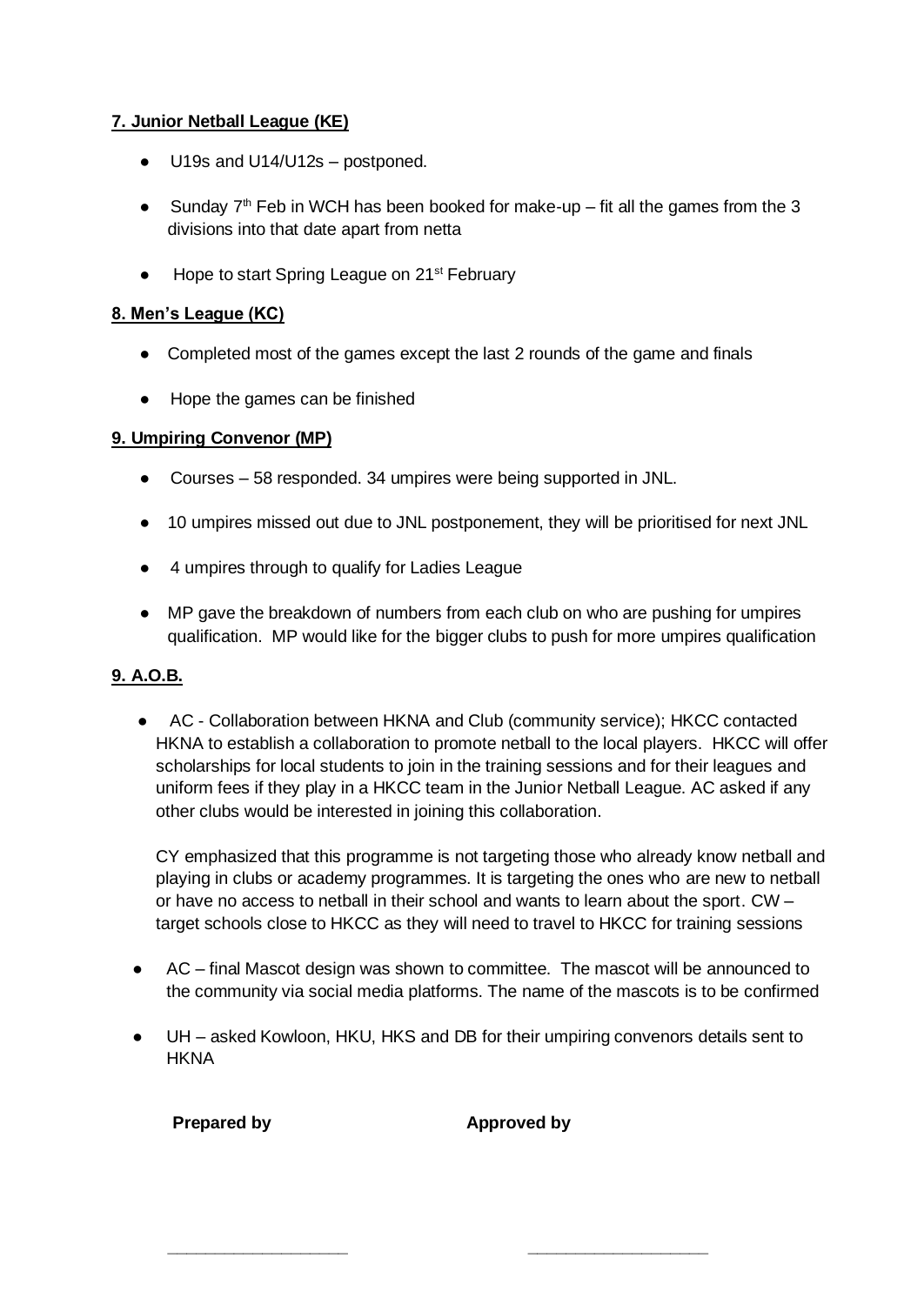**7. Junior Netball League (KE)**

- U19s and U14/U12s – postponed.
- Sunday 7th Feb in WCH has been booked for make-up – fit all the games from the 3 divisions into that date apart from netta
- Hope to start Spring League on 21st February

**8. Men's League (KC)**

- Completed most of the games except the last 2 rounds of the game and finals
- Hope the games can be finished

**9. Umpiring Convenor (MP)**

- Courses – 58 responded. 34 umpires were being supported in JNL.
- 10 umpires missed out due to JNL postponement, they will be prioritised for next JNL
- 4 umpires through to qualify for Ladies League
- MP gave the breakdown of numbers from each club on who are pushing for umpires qualification. MP would like for the bigger clubs to push for more umpires qualification

**9. A.O.B.**

- AC - Collaboration between HKNA and Club (community service); HKCC contacted HKNA to establish a collaboration to promote netball to the local players. HKCC will offer scholarships for local students to join in the training sessions and for their leagues and uniform fees if they play in a HKCC team in the Junior Netball League. AC asked if any other clubs would be interested in joining this collaboration.

  CY emphasized that this programme is not targeting those who already know netball and playing in clubs or academy programmes. It is targeting the ones who are new to netball or have no access to netball in their school and wants to learn about the sport. CW – target schools close to HKCC as they will need to travel to HKCC for training sessions

- AC – final Mascot design was shown to committee. The mascot will be announced to the community via social media platforms. The name of the mascots is to be confirmed
- UH – asked Kowloon, HKU, HKS and DB for their umpiring convenors details sent to HKNA

**Prepared by** **Approved by**

\_\_\_\_\_\_\_\_\_\_\_\_\_\_\_\_\_\_\_\_ \_\_\_\_\_\_\_\_\_\_\_\_\_\_\_\_\_\_\_\_